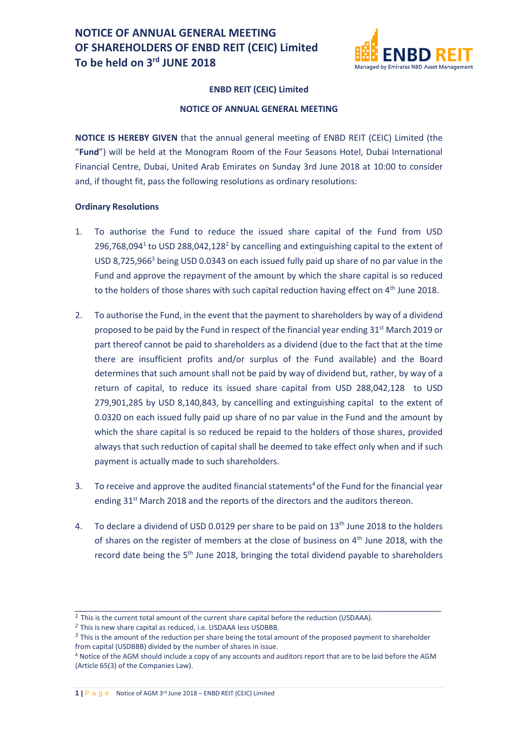# NOTICE OF ANNUAL GENERAL MEETING OF SHAREHOLDERS OF ENBD REIT (CEIC) Limited To be held on 3rd JUNE 2018

**ENBD REIT (CEIC) Limited**

**NOTICE OF ANNUAL GENERAL MEETING**

**NOTICE IS HEREBY GIVEN** that the annual general meeting of ENBD REIT (CEIC) Limited (the "**Fund**") will be held at the Monogram Room of the Four Seasons Hotel, Dubai International Financial Centre, Dubai, United Arab Emirates on Sunday 3rd June 2018 at 10:00 to consider and, if thought fit, pass the following resolutions as ordinary resolutions:

**Ordinary Resolutions**

1. To authorise the Fund to reduce the issued share capital of the Fund from USD 296,768,094[1] to USD 288,042,128[2] by cancelling and extinguishing capital to the extent of USD 8,725,966[3] being USD 0.0343 on each issued fully paid up share of no par value in the Fund and approve the repayment of the amount by which the share capital is so reduced to the holders of those shares with such capital reduction having effect on 4th June 2018.

2. To authorise the Fund, in the event that the payment to shareholders by way of a dividend proposed to be paid by the Fund in respect of the financial year ending 31st March 2019 or part thereof cannot be paid to shareholders as a dividend (due to the fact that at the time there are insufficient profits and/or surplus of the Fund available) and the Board determines that such amount shall not be paid by way of dividend but, rather, by way of a return of capital, to reduce its issued share capital from USD 288,042,128 to USD 279,901,285 by USD 8,140,843, by cancelling and extinguishing capital to the extent of 0.0320 on each issued fully paid up share of no par value in the Fund and the amount by which the share capital is so reduced be repaid to the holders of those shares, provided always that such reduction of capital shall be deemed to take effect only when and if such payment is actually made to such shareholders.

3. To receive and approve the audited financial statements[4] of the Fund for the financial year ending 31st March 2018 and the reports of the directors and the auditors thereon.

4. To declare a dividend of USD 0.0129 per share to be paid on 13th June 2018 to the holders of shares on the register of members at the close of business on 4th June 2018, with the record date being the 5th June 2018, bringing the total dividend payable to shareholders

---

[1] This is the current total amount of the current share capital before the reduction (USDAAA).

[2] This is new share capital as reduced, i.e. USDAAA less USDBBB.

[3] This is the amount of the reduction per share being the total amount of the proposed payment to shareholder from capital (USDBBB) divided by the number of shares in issue.

[4] Notice of the AGM should include a copy of any accounts and auditors report that are to be laid before the AGM (Article 65(3) of the Companies Law).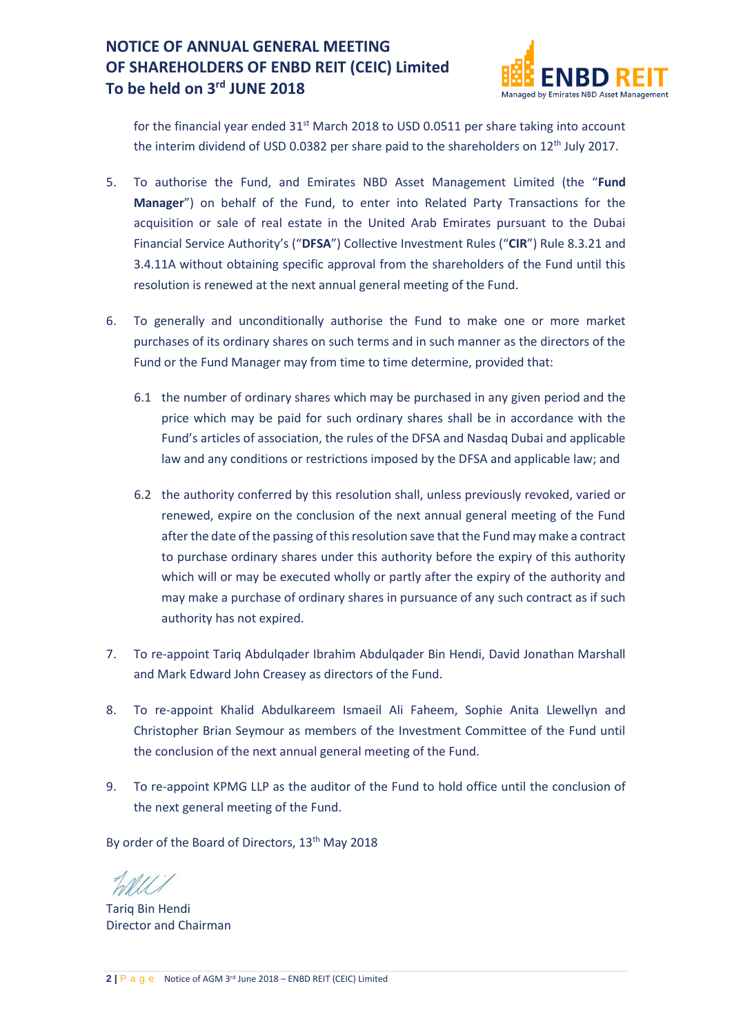for the financial year ended 31st March 2018 to USD 0.0511 per share taking into account the interim dividend of USD 0.0382 per share paid to the shareholders on 12th July 2017.

5. To authorise the Fund, and Emirates NBD Asset Management Limited (the "**Fund Manager**") on behalf of the Fund, to enter into Related Party Transactions for the acquisition or sale of real estate in the United Arab Emirates pursuant to the Dubai Financial Service Authority's ("**DFSA**") Collective Investment Rules ("**CIR**") Rule 8.3.21 and 3.4.11A without obtaining specific approval from the shareholders of the Fund until this resolution is renewed at the next annual general meeting of the Fund.

6. To generally and unconditionally authorise the Fund to make one or more market purchases of its ordinary shares on such terms and in such manner as the directors of the Fund or the Fund Manager may from time to time determine, provided that:

   6.1 the number of ordinary shares which may be purchased in any given period and the price which may be paid for such ordinary shares shall be in accordance with the Fund's articles of association, the rules of the DFSA and Nasdaq Dubai and applicable law and any conditions or restrictions imposed by the DFSA and applicable law; and

   6.2 the authority conferred by this resolution shall, unless previously revoked, varied or renewed, expire on the conclusion of the next annual general meeting of the Fund after the date of the passing of this resolution save that the Fund may make a contract to purchase ordinary shares under this authority before the expiry of this authority which will or may be executed wholly or partly after the expiry of the authority and may make a purchase of ordinary shares in pursuance of any such contract as if such authority has not expired.

7. To re-appoint Tariq Abdulqader Ibrahim Abdulqader Bin Hendi, David Jonathan Marshall and Mark Edward John Creasey as directors of the Fund.

8. To re-appoint Khalid Abdulkareem Ismaeil Ali Faheem, Sophie Anita Llewellyn and Christopher Brian Seymour as members of the Investment Committee of the Fund until the conclusion of the next annual general meeting of the Fund.

9. To re-appoint KPMG LLP as the auditor of the Fund to hold office until the conclusion of the next general meeting of the Fund.

By order of the Board of Directors, 13th May 2018

Tariq Bin Hendi
Director and Chairman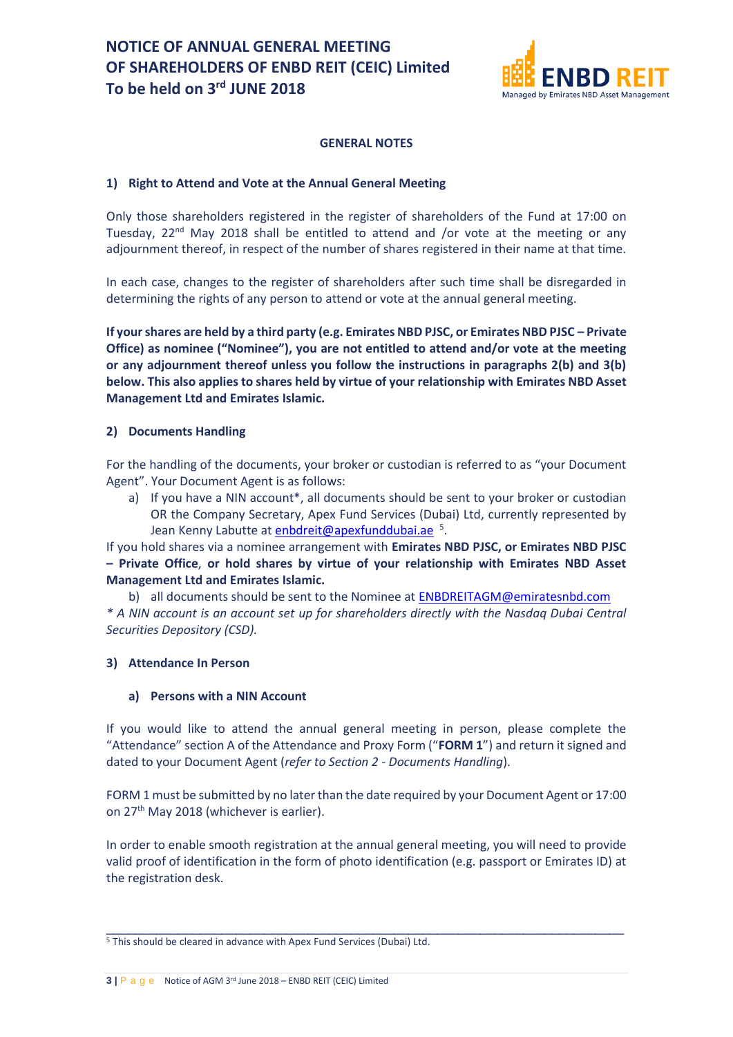**GENERAL NOTES**

## 1) Right to Attend and Vote at the Annual General Meeting

Only those shareholders registered in the register of shareholders of the Fund at 17:00 on Tuesday, 22nd May 2018 shall be entitled to attend and /or vote at the meeting or any adjournment thereof, in respect of the number of shares registered in their name at that time.

In each case, changes to the register of shareholders after such time shall be disregarded in determining the rights of any person to attend or vote at the annual general meeting.

**If your shares are held by a third party (e.g. Emirates NBD PJSC, or Emirates NBD PJSC – Private Office) as nominee ("Nominee"), you are not entitled to attend and/or vote at the meeting or any adjournment thereof unless you follow the instructions in paragraphs 2(b) and 3(b) below. This also applies to shares held by virtue of your relationship with Emirates NBD Asset Management Ltd and Emirates Islamic.**

## 2) Documents Handling

For the handling of the documents, your broker or custodian is referred to as "your Document Agent". Your Document Agent is as follows:

a) If you have a NIN account*, all documents should be sent to your broker or custodian OR the Company Secretary, Apex Fund Services (Dubai) Ltd, currently represented by Jean Kenny Labutte at enbdreit@apexfunddubai.ae [5].

If you hold shares via a nominee arrangement with **Emirates NBD PJSC, or Emirates NBD PJSC – Private Office**, **or hold shares by virtue of your relationship with Emirates NBD Asset Management Ltd and Emirates Islamic.**

b) all documents should be sent to the Nominee at ENBDREITAGM@emiratesnbd.com

*\* A NIN account is an account set up for shareholders directly with the Nasdaq Dubai Central Securities Depository (CSD).*

## 3) Attendance In Person

### a) Persons with a NIN Account

If you would like to attend the annual general meeting in person, please complete the "Attendance" section A of the Attendance and Proxy Form ("**FORM 1**") and return it signed and dated to your Document Agent (*refer to Section 2 - Documents Handling*).

FORM 1 must be submitted by no later than the date required by your Document Agent or 17:00 on 27th May 2018 (whichever is earlier).

In order to enable smooth registration at the annual general meeting, you will need to provide valid proof of identification in the form of photo identification (e.g. passport or Emirates ID) at the registration desk.

---

[5] This should be cleared in advance with Apex Fund Services (Dubai) Ltd.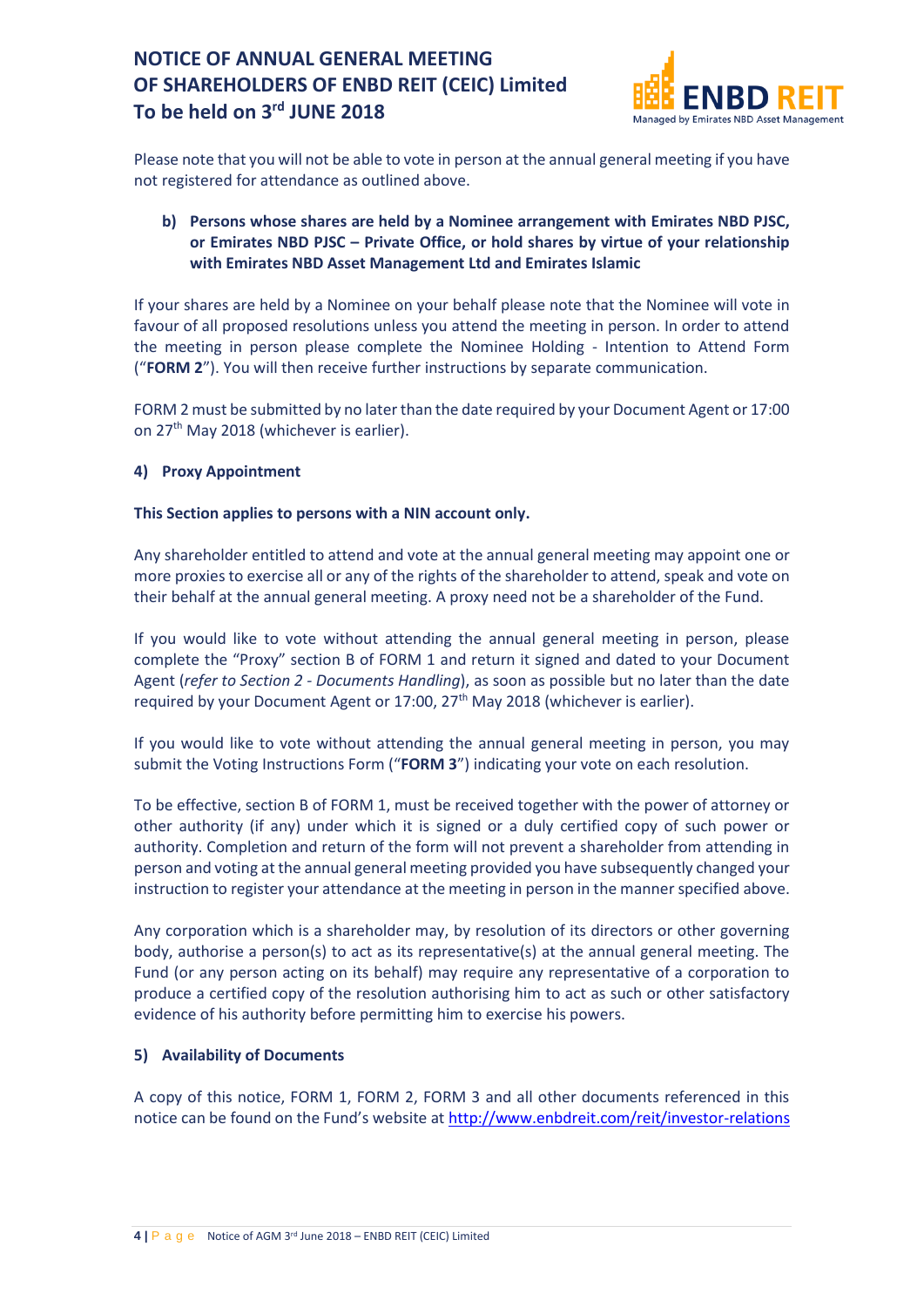Please note that you will not be able to vote in person at the annual general meeting if you have not registered for attendance as outlined above.

**b) Persons whose shares are held by a Nominee arrangement with Emirates NBD PJSC, or Emirates NBD PJSC – Private Office, or hold shares by virtue of your relationship with Emirates NBD Asset Management Ltd and Emirates Islamic**

If your shares are held by a Nominee on your behalf please note that the Nominee will vote in favour of all proposed resolutions unless you attend the meeting in person. In order to attend the meeting in person please complete the Nominee Holding - Intention to Attend Form ("**FORM 2**"). You will then receive further instructions by separate communication.

FORM 2 must be submitted by no later than the date required by your Document Agent or 17:00 on 27th May 2018 (whichever is earlier).

**4) Proxy Appointment**

**This Section applies to persons with a NIN account only.**

Any shareholder entitled to attend and vote at the annual general meeting may appoint one or more proxies to exercise all or any of the rights of the shareholder to attend, speak and vote on their behalf at the annual general meeting. A proxy need not be a shareholder of the Fund.

If you would like to vote without attending the annual general meeting in person, please complete the "Proxy" section B of FORM 1 and return it signed and dated to your Document Agent (*refer to Section 2 - Documents Handling*), as soon as possible but no later than the date required by your Document Agent or 17:00, 27th May 2018 (whichever is earlier).

If you would like to vote without attending the annual general meeting in person, you may submit the Voting Instructions Form ("**FORM 3**") indicating your vote on each resolution.

To be effective, section B of FORM 1, must be received together with the power of attorney or other authority (if any) under which it is signed or a duly certified copy of such power or authority. Completion and return of the form will not prevent a shareholder from attending in person and voting at the annual general meeting provided you have subsequently changed your instruction to register your attendance at the meeting in person in the manner specified above.

Any corporation which is a shareholder may, by resolution of its directors or other governing body, authorise a person(s) to act as its representative(s) at the annual general meeting. The Fund (or any person acting on its behalf) may require any representative of a corporation to produce a certified copy of the resolution authorising him to act as such or other satisfactory evidence of his authority before permitting him to exercise his powers.

**5) Availability of Documents**

A copy of this notice, FORM 1, FORM 2, FORM 3 and all other documents referenced in this notice can be found on the Fund's website at http://www.enbdreit.com/reit/investor-relations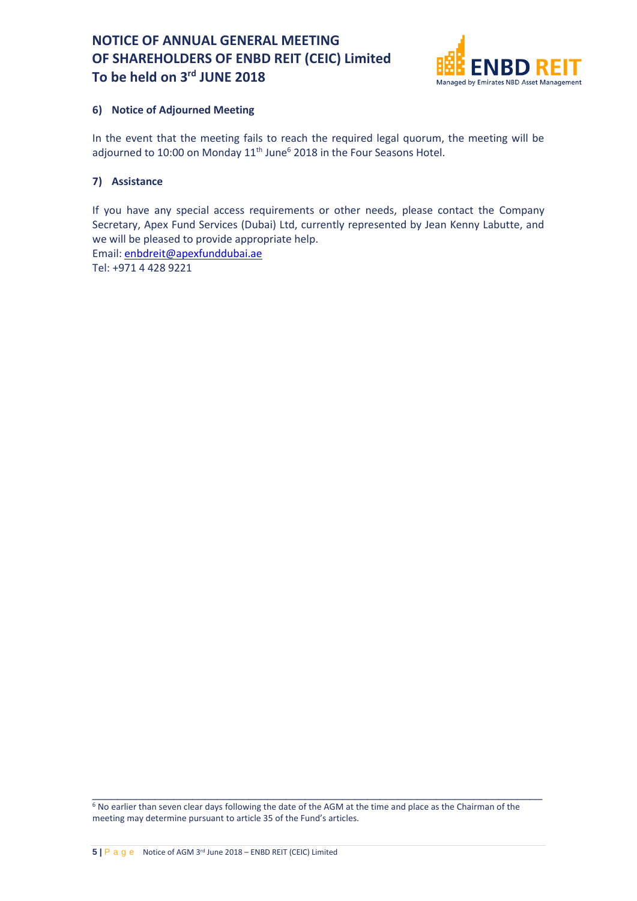### 6) Notice of Adjourned Meeting

In the event that the meeting fails to reach the required legal quorum, the meeting will be adjourned to 10:00 on Monday 11th June[6] 2018 in the Four Seasons Hotel.

### 7) Assistance

If you have any special access requirements or other needs, please contact the Company Secretary, Apex Fund Services (Dubai) Ltd, currently represented by Jean Kenny Labutte, and we will be pleased to provide appropriate help.
Email: enbdreit@apexfunddubai.ae
Tel: +971 4 428 9221

---

[6] No earlier than seven clear days following the date of the AGM at the time and place as the Chairman of the meeting may determine pursuant to article 35 of the Fund's articles.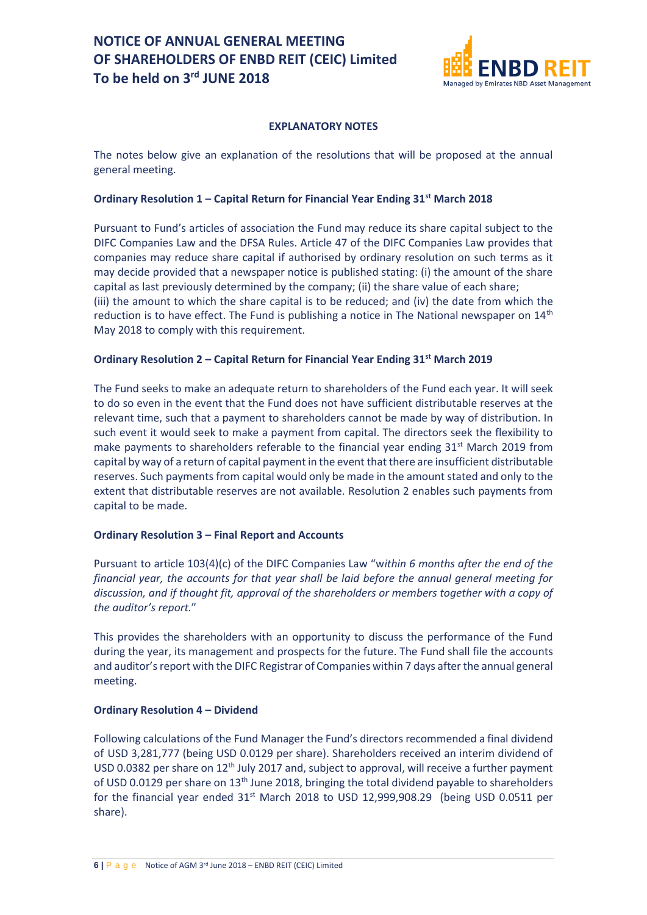## EXPLANATORY NOTES

The notes below give an explanation of the resolutions that will be proposed at the annual general meeting.

### Ordinary Resolution 1 – Capital Return for Financial Year Ending 31st March 2018

Pursuant to Fund's articles of association the Fund may reduce its share capital subject to the DIFC Companies Law and the DFSA Rules. Article 47 of the DIFC Companies Law provides that companies may reduce share capital if authorised by ordinary resolution on such terms as it may decide provided that a newspaper notice is published stating: (i) the amount of the share capital as last previously determined by the company; (ii) the share value of each share; (iii) the amount to which the share capital is to be reduced; and (iv) the date from which the reduction is to have effect. The Fund is publishing a notice in The National newspaper on 14th May 2018 to comply with this requirement.

### Ordinary Resolution 2 – Capital Return for Financial Year Ending 31st March 2019

The Fund seeks to make an adequate return to shareholders of the Fund each year. It will seek to do so even in the event that the Fund does not have sufficient distributable reserves at the relevant time, such that a payment to shareholders cannot be made by way of distribution. In such event it would seek to make a payment from capital. The directors seek the flexibility to make payments to shareholders referable to the financial year ending 31st March 2019 from capital by way of a return of capital payment in the event that there are insufficient distributable reserves. Such payments from capital would only be made in the amount stated and only to the extent that distributable reserves are not available. Resolution 2 enables such payments from capital to be made.

### Ordinary Resolution 3 – Final Report and Accounts

Pursuant to article 103(4)(c) of the DIFC Companies Law "*within 6 months after the end of the financial year, the accounts for that year shall be laid before the annual general meeting for discussion, and if thought fit, approval of the shareholders or members together with a copy of the auditor's report.*"

This provides the shareholders with an opportunity to discuss the performance of the Fund during the year, its management and prospects for the future. The Fund shall file the accounts and auditor's report with the DIFC Registrar of Companies within 7 days after the annual general meeting.

### Ordinary Resolution 4 – Dividend

Following calculations of the Fund Manager the Fund's directors recommended a final dividend of USD 3,281,777 (being USD 0.0129 per share). Shareholders received an interim dividend of USD 0.0382 per share on 12th July 2017 and, subject to approval, will receive a further payment of USD 0.0129 per share on 13th June 2018, bringing the total dividend payable to shareholders for the financial year ended 31st March 2018 to USD 12,999,908.29 (being USD 0.0511 per share).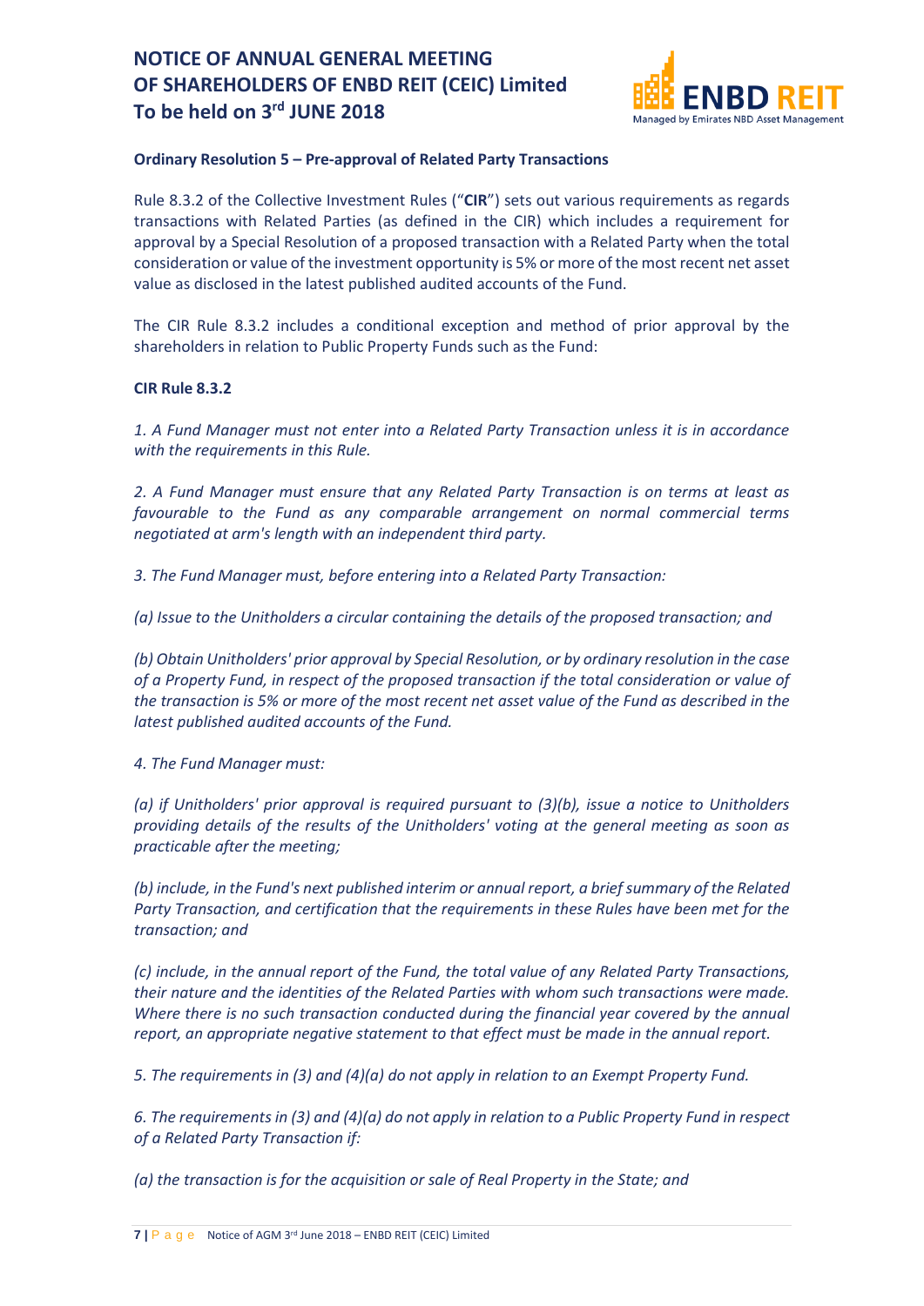### Ordinary Resolution 5 – Pre-approval of Related Party Transactions

Rule 8.3.2 of the Collective Investment Rules ("**CIR**") sets out various requirements as regards transactions with Related Parties (as defined in the CIR) which includes a requirement for approval by a Special Resolution of a proposed transaction with a Related Party when the total consideration or value of the investment opportunity is 5% or more of the most recent net asset value as disclosed in the latest published audited accounts of the Fund.

The CIR Rule 8.3.2 includes a conditional exception and method of prior approval by the shareholders in relation to Public Property Funds such as the Fund:

**CIR Rule 8.3.2**

*1. A Fund Manager must not enter into a Related Party Transaction unless it is in accordance with the requirements in this Rule.*

*2. A Fund Manager must ensure that any Related Party Transaction is on terms at least as favourable to the Fund as any comparable arrangement on normal commercial terms negotiated at arm's length with an independent third party.*

*3. The Fund Manager must, before entering into a Related Party Transaction:*

*(a) Issue to the Unitholders a circular containing the details of the proposed transaction; and*

*(b) Obtain Unitholders' prior approval by Special Resolution, or by ordinary resolution in the case of a Property Fund, in respect of the proposed transaction if the total consideration or value of the transaction is 5% or more of the most recent net asset value of the Fund as described in the latest published audited accounts of the Fund.*

*4. The Fund Manager must:*

*(a) if Unitholders' prior approval is required pursuant to (3)(b), issue a notice to Unitholders providing details of the results of the Unitholders' voting at the general meeting as soon as practicable after the meeting;*

*(b) include, in the Fund's next published interim or annual report, a brief summary of the Related Party Transaction, and certification that the requirements in these Rules have been met for the transaction; and*

*(c) include, in the annual report of the Fund, the total value of any Related Party Transactions, their nature and the identities of the Related Parties with whom such transactions were made. Where there is no such transaction conducted during the financial year covered by the annual report, an appropriate negative statement to that effect must be made in the annual report.*

*5. The requirements in (3) and (4)(a) do not apply in relation to an Exempt Property Fund.*

*6. The requirements in (3) and (4)(a) do not apply in relation to a Public Property Fund in respect of a Related Party Transaction if:*

*(a) the transaction is for the acquisition or sale of Real Property in the State; and*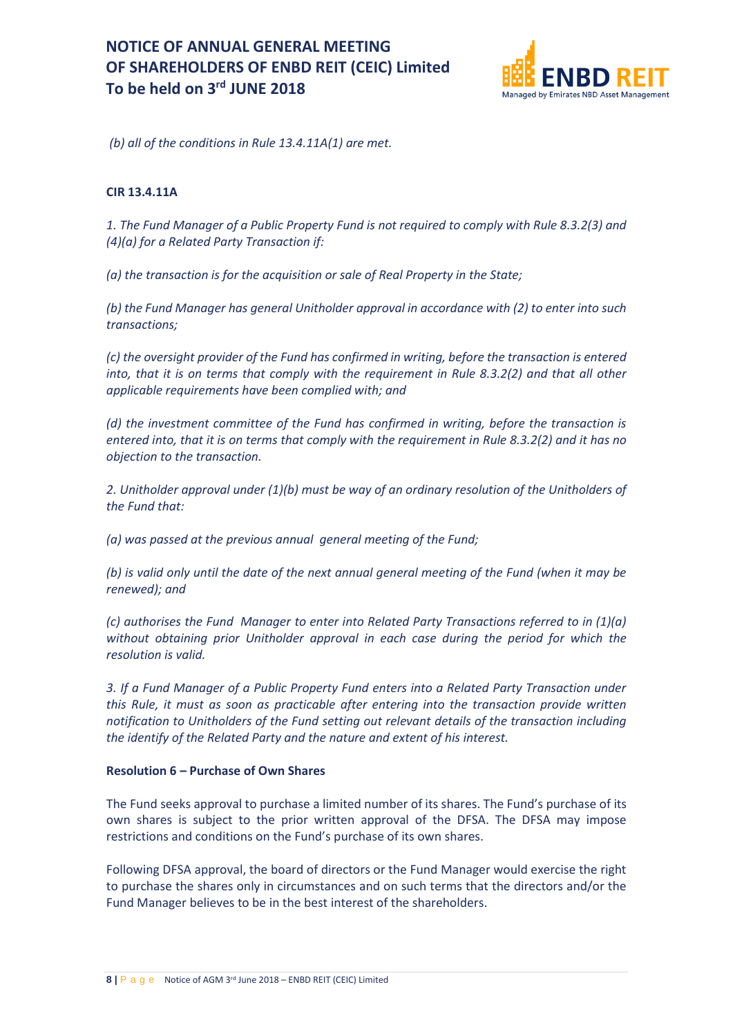*(b) all of the conditions in Rule 13.4.11A(1) are met.*

**CIR 13.4.11A**

*1. The Fund Manager of a Public Property Fund is not required to comply with Rule 8.3.2(3) and (4)(a) for a Related Party Transaction if:*

*(a) the transaction is for the acquisition or sale of Real Property in the State;*

*(b) the Fund Manager has general Unitholder approval in accordance with (2) to enter into such transactions;*

*(c) the oversight provider of the Fund has confirmed in writing, before the transaction is entered into, that it is on terms that comply with the requirement in Rule 8.3.2(2) and that all other applicable requirements have been complied with; and*

*(d) the investment committee of the Fund has confirmed in writing, before the transaction is entered into, that it is on terms that comply with the requirement in Rule 8.3.2(2) and it has no objection to the transaction.*

*2. Unitholder approval under (1)(b) must be way of an ordinary resolution of the Unitholders of the Fund that:*

*(a) was passed at the previous annual general meeting of the Fund;*

*(b) is valid only until the date of the next annual general meeting of the Fund (when it may be renewed); and*

*(c) authorises the Fund Manager to enter into Related Party Transactions referred to in (1)(a) without obtaining prior Unitholder approval in each case during the period for which the resolution is valid.*

*3. If a Fund Manager of a Public Property Fund enters into a Related Party Transaction under this Rule, it must as soon as practicable after entering into the transaction provide written notification to Unitholders of the Fund setting out relevant details of the transaction including the identify of the Related Party and the nature and extent of his interest.*

**Resolution 6 – Purchase of Own Shares**

The Fund seeks approval to purchase a limited number of its shares. The Fund's purchase of its own shares is subject to the prior written approval of the DFSA. The DFSA may impose restrictions and conditions on the Fund's purchase of its own shares.

Following DFSA approval, the board of directors or the Fund Manager would exercise the right to purchase the shares only in circumstances and on such terms that the directors and/or the Fund Manager believes to be in the best interest of the shareholders.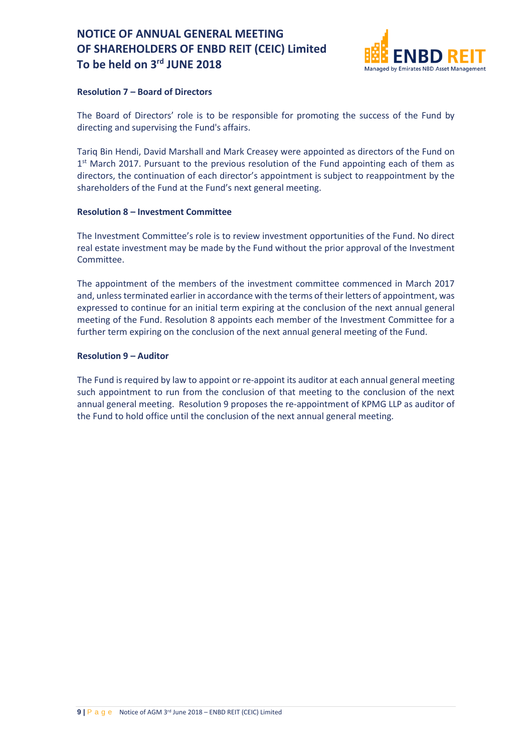### Resolution 7 – Board of Directors

The Board of Directors' role is to be responsible for promoting the success of the Fund by directing and supervising the Fund's affairs.

Tariq Bin Hendi, David Marshall and Mark Creasey were appointed as directors of the Fund on 1st March 2017. Pursuant to the previous resolution of the Fund appointing each of them as directors, the continuation of each director's appointment is subject to reappointment by the shareholders of the Fund at the Fund's next general meeting.

### Resolution 8 – Investment Committee

The Investment Committee's role is to review investment opportunities of the Fund. No direct real estate investment may be made by the Fund without the prior approval of the Investment Committee.

The appointment of the members of the investment committee commenced in March 2017 and, unless terminated earlier in accordance with the terms of their letters of appointment, was expressed to continue for an initial term expiring at the conclusion of the next annual general meeting of the Fund. Resolution 8 appoints each member of the Investment Committee for a further term expiring on the conclusion of the next annual general meeting of the Fund.

### Resolution 9 – Auditor

The Fund is required by law to appoint or re-appoint its auditor at each annual general meeting such appointment to run from the conclusion of that meeting to the conclusion of the next annual general meeting. Resolution 9 proposes the re-appointment of KPMG LLP as auditor of the Fund to hold office until the conclusion of the next annual general meeting.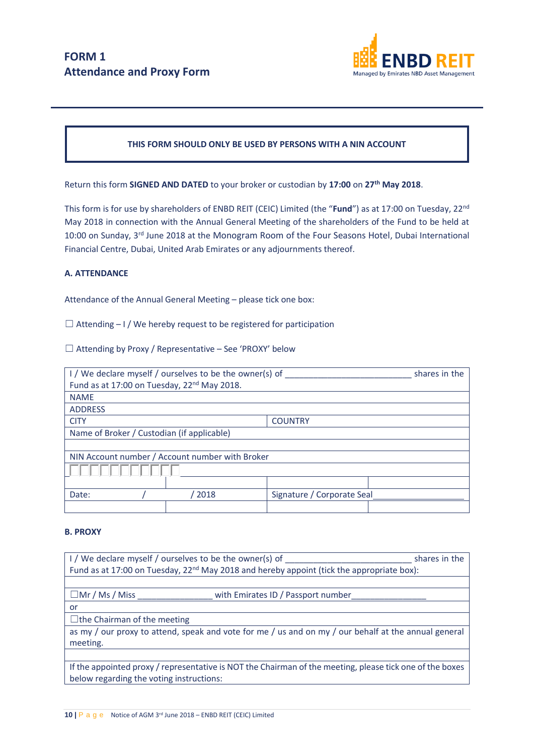## FORM 1
## Attendance and Proxy Form

ENBD REIT
Managed by Emirates NBD Asset Management

**THIS FORM SHOULD ONLY BE USED BY PERSONS WITH A NIN ACCOUNT**

Return this form **SIGNED AND DATED** to your broker or custodian by **17:00** on **27th May 2018**.

This form is for use by shareholders of ENBD REIT (CEIC) Limited (the "**Fund**") as at 17:00 on Tuesday, 22nd May 2018 in connection with the Annual General Meeting of the shareholders of the Fund to be held at 10:00 on Sunday, 3rd June 2018 at the Monogram Room of the Four Seasons Hotel, Dubai International Financial Centre, Dubai, United Arab Emirates or any adjournments thereof.

### A. ATTENDANCE

Attendance of the Annual General Meeting – please tick one box:

☐ Attending – I / We hereby request to be registered for participation

☐ Attending by Proxy / Representative – See 'PROXY' below

| | | | |
|---|---|---|---|
| I / We declare myself / ourselves to be the owner(s) of ___________________________ shares in the Fund as at 17:00 on Tuesday, 22nd May 2018. | | | |
| NAME | | | |
| ADDRESS | | | |
| CITY | | COUNTRY | |
| Name of Broker / Custodian (if applicable) | | | |
| | | | |
| NIN Account number / Account number with Broker | | | |
| ☐☐☐☐☐☐☐☐☐☐☐ | | | |
| | | | |
| Date: / | / 2018 | Signature / Corporate Seal___________________ | |
| | | | |

### B. PROXY

| |
|---|
| I / We declare myself / ourselves to be the owner(s) of ___________________________ shares in the Fund as at 17:00 on Tuesday, 22nd May 2018 and hereby appoint (tick the appropriate box): |
| |
| ☐Mr / Ms / Miss ________________ with Emirates ID / Passport number________________ |
| or |
| ☐the Chairman of the meeting |
| as my / our proxy to attend, speak and vote for me / us and on my / our behalf at the annual general meeting. |
| |
| If the appointed proxy / representative is NOT the Chairman of the meeting, please tick one of the boxes below regarding the voting instructions: |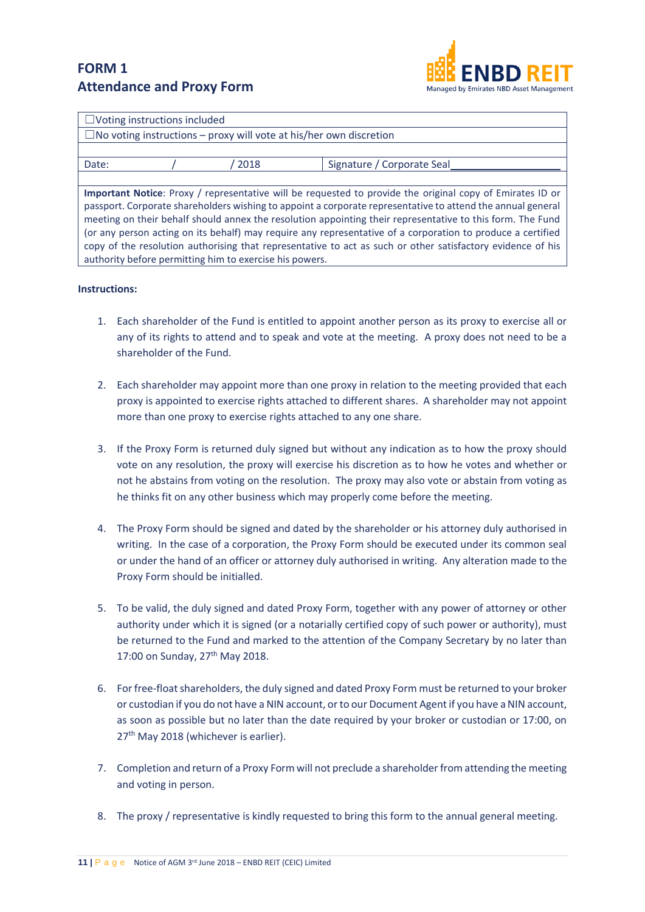# FORM 1

## Attendance and Proxy Form

ENBD REIT
Managed by Emirates NBD Asset Management

| ☐Voting instructions included | |
|---|---|
| ☐No voting instructions – proxy will vote at his/her own discretion | |
| | |
| Date: / / 2018 | Signature / Corporate Seal___________________ |
| | |

**Important Notice**: Proxy / representative will be requested to provide the original copy of Emirates ID or passport. Corporate shareholders wishing to appoint a corporate representative to attend the annual general meeting on their behalf should annex the resolution appointing their representative to this form. The Fund (or any person acting on its behalf) may require any representative of a corporation to produce a certified copy of the resolution authorising that representative to act as such or other satisfactory evidence of his authority before permitting him to exercise his powers.

**Instructions:**

1. Each shareholder of the Fund is entitled to appoint another person as its proxy to exercise all or any of its rights to attend and to speak and vote at the meeting. A proxy does not need to be a shareholder of the Fund.

2. Each shareholder may appoint more than one proxy in relation to the meeting provided that each proxy is appointed to exercise rights attached to different shares. A shareholder may not appoint more than one proxy to exercise rights attached to any one share.

3. If the Proxy Form is returned duly signed but without any indication as to how the proxy should vote on any resolution, the proxy will exercise his discretion as to how he votes and whether or not he abstains from voting on the resolution. The proxy may also vote or abstain from voting as he thinks fit on any other business which may properly come before the meeting.

4. The Proxy Form should be signed and dated by the shareholder or his attorney duly authorised in writing. In the case of a corporation, the Proxy Form should be executed under its common seal or under the hand of an officer or attorney duly authorised in writing. Any alteration made to the Proxy Form should be initialled.

5. To be valid, the duly signed and dated Proxy Form, together with any power of attorney or other authority under which it is signed (or a notarially certified copy of such power or authority), must be returned to the Fund and marked to the attention of the Company Secretary by no later than 17:00 on Sunday, 27th May 2018.

6. For free-float shareholders, the duly signed and dated Proxy Form must be returned to your broker or custodian if you do not have a NIN account, or to our Document Agent if you have a NIN account, as soon as possible but no later than the date required by your broker or custodian or 17:00, on 27th May 2018 (whichever is earlier).

7. Completion and return of a Proxy Form will not preclude a shareholder from attending the meeting and voting in person.

8. The proxy / representative is kindly requested to bring this form to the annual general meeting.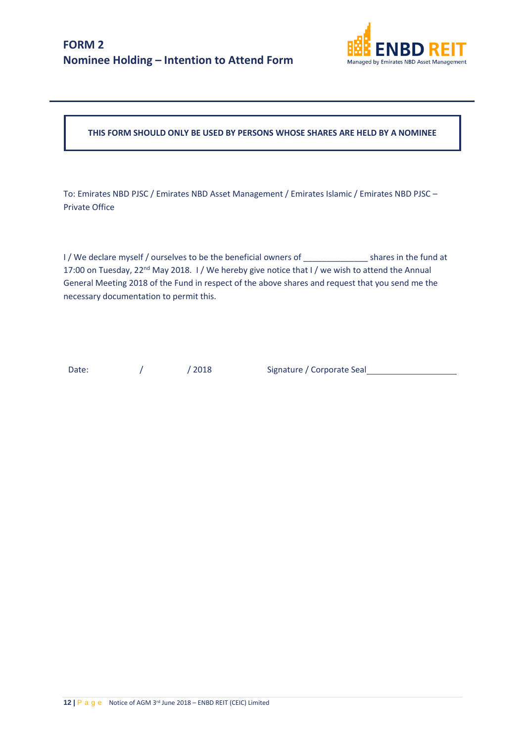# FORM 2
## Nominee Holding – Intention to Attend Form

ENBD REIT
Managed by Emirates NBD Asset Management

**THIS FORM SHOULD ONLY BE USED BY PERSONS WHOSE SHARES ARE HELD BY A NOMINEE**

To: Emirates NBD PJSC / Emirates NBD Asset Management / Emirates Islamic / Emirates NBD PJSC – Private Office

I / We declare myself / ourselves to be the beneficial owners of ______________ shares in the fund at 17:00 on Tuesday, 22nd May 2018. I / We hereby give notice that I / we wish to attend the Annual General Meeting 2018 of the Fund in respect of the above shares and request that you send me the necessary documentation to permit this.

Date: / / 2018 Signature / Corporate Seal ___________________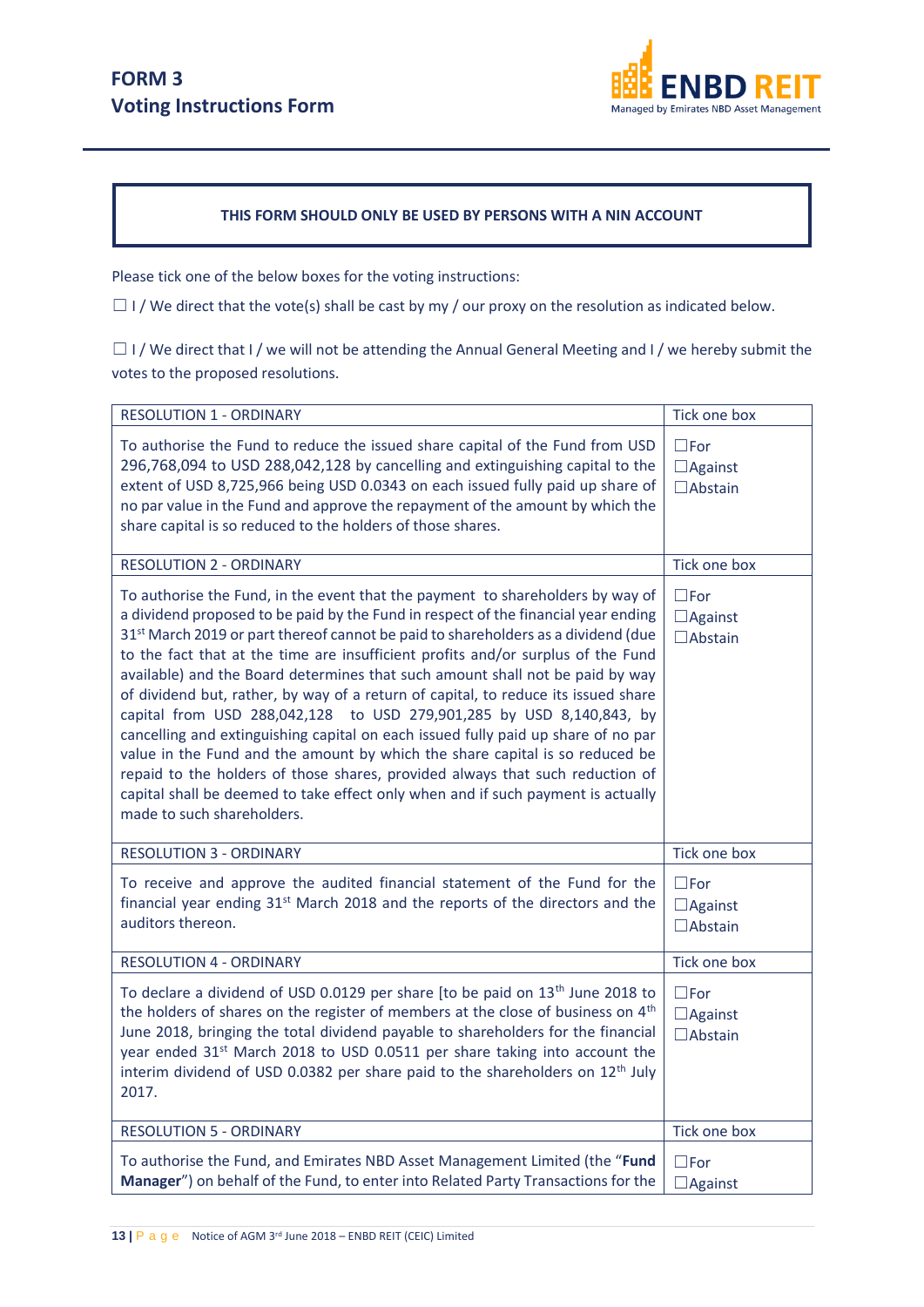# FORM 3
## Voting Instructions Form

**THIS FORM SHOULD ONLY BE USED BY PERSONS WITH A NIN ACCOUNT**

Please tick one of the below boxes for the voting instructions:

☐ I / We direct that the vote(s) shall be cast by my / our proxy on the resolution as indicated below.

☐ I / We direct that I / we will not be attending the Annual General Meeting and I / we hereby submit the votes to the proposed resolutions.

| RESOLUTION 1 - ORDINARY | Tick one box |
|---|---|
| To authorise the Fund to reduce the issued share capital of the Fund from USD 296,768,094 to USD 288,042,128 by cancelling and extinguishing capital to the extent of USD 8,725,966 being USD 0.0343 on each issued fully paid up share of no par value in the Fund and approve the repayment of the amount by which the share capital is so reduced to the holders of those shares. | ☐For<br>☐Against<br>☐Abstain |
| **RESOLUTION 2 - ORDINARY** | **Tick one box** |
| To authorise the Fund, in the event that the payment to shareholders by way of a dividend proposed to be paid by the Fund in respect of the financial year ending 31st March 2019 or part thereof cannot be paid to shareholders as a dividend (due to the fact that at the time are insufficient profits and/or surplus of the Fund available) and the Board determines that such amount shall not be paid by way of dividend but, rather, by way of a return of capital, to reduce its issued share capital from USD 288,042,128 to USD 279,901,285 by USD 8,140,843, by cancelling and extinguishing capital on each issued fully paid up share of no par value in the Fund and the amount by which the share capital is so reduced be repaid to the holders of those shares, provided always that such reduction of capital shall be deemed to take effect only when and if such payment is actually made to such shareholders. | ☐For<br>☐Against<br>☐Abstain |
| **RESOLUTION 3 - ORDINARY** | **Tick one box** |
| To receive and approve the audited financial statement of the Fund for the financial year ending 31st March 2018 and the reports of the directors and the auditors thereon. | ☐For<br>☐Against<br>☐Abstain |
| **RESOLUTION 4 - ORDINARY** | **Tick one box** |
| To declare a dividend of USD 0.0129 per share [to be paid on 13th June 2018 to the holders of shares on the register of members at the close of business on 4th June 2018, bringing the total dividend payable to shareholders for the financial year ended 31st March 2018 to USD 0.0511 per share taking into account the interim dividend of USD 0.0382 per share paid to the shareholders on 12th July 2017. | ☐For<br>☐Against<br>☐Abstain |
| **RESOLUTION 5 - ORDINARY** | **Tick one box** |
| To authorise the Fund, and Emirates NBD Asset Management Limited (the "**Fund Manager**") on behalf of the Fund, to enter into Related Party Transactions for the | ☐For<br>☐Against |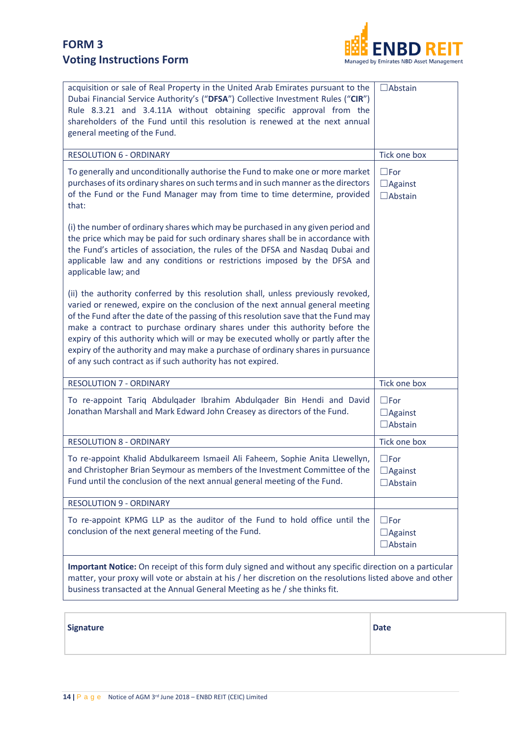# FORM 3
## Voting Instructions Form

ENBD REIT
Managed by Emirates NBD Asset Management

| | |
|---|---|
| acquisition or sale of Real Property in the United Arab Emirates pursuant to the Dubai Financial Service Authority's ("**DFSA**") Collective Investment Rules ("**CIR**") Rule 8.3.21 and 3.4.11A without obtaining specific approval from the shareholders of the Fund until this resolution is renewed at the next annual general meeting of the Fund. | ☐Abstain |
| RESOLUTION 6 - ORDINARY | Tick one box |
| To generally and unconditionally authorise the Fund to make one or more market purchases of its ordinary shares on such terms and in such manner as the directors of the Fund or the Fund Manager may from time to time determine, provided that:<br><br>(i) the number of ordinary shares which may be purchased in any given period and the price which may be paid for such ordinary shares shall be in accordance with the Fund's articles of association, the rules of the DFSA and Nasdaq Dubai and applicable law and any conditions or restrictions imposed by the DFSA and applicable law; and<br><br>(ii) the authority conferred by this resolution shall, unless previously revoked, varied or renewed, expire on the conclusion of the next annual general meeting of the Fund after the date of the passing of this resolution save that the Fund may make a contract to purchase ordinary shares under this authority before the expiry of this authority which will or may be executed wholly or partly after the expiry of the authority and may make a purchase of ordinary shares in pursuance of any such contract as if such authority has not expired. | ☐For<br>☐Against<br>☐Abstain |
| RESOLUTION 7 - ORDINARY | Tick one box |
| To re-appoint Tariq Abdulqader Ibrahim Abdulqader Bin Hendi and David Jonathan Marshall and Mark Edward John Creasey as directors of the Fund. | ☐For<br>☐Against<br>☐Abstain |
| RESOLUTION 8 - ORDINARY | Tick one box |
| To re-appoint Khalid Abdulkareem Ismaeil Ali Faheem, Sophie Anita Llewellyn, and Christopher Brian Seymour as members of the Investment Committee of the Fund until the conclusion of the next annual general meeting of the Fund. | ☐For<br>☐Against<br>☐Abstain |
| RESOLUTION 9 - ORDINARY | |
| To re-appoint KPMG LLP as the auditor of the Fund to hold office until the conclusion of the next general meeting of the Fund. | ☐For<br>☐Against<br>☐Abstain |

**Important Notice:** On receipt of this form duly signed and without any specific direction on a particular matter, your proxy will vote or abstain at his / her discretion on the resolutions listed above and other business transacted at the Annual General Meeting as he / she thinks fit.

| **Signature** | **Date** |
|---|---|
| | |